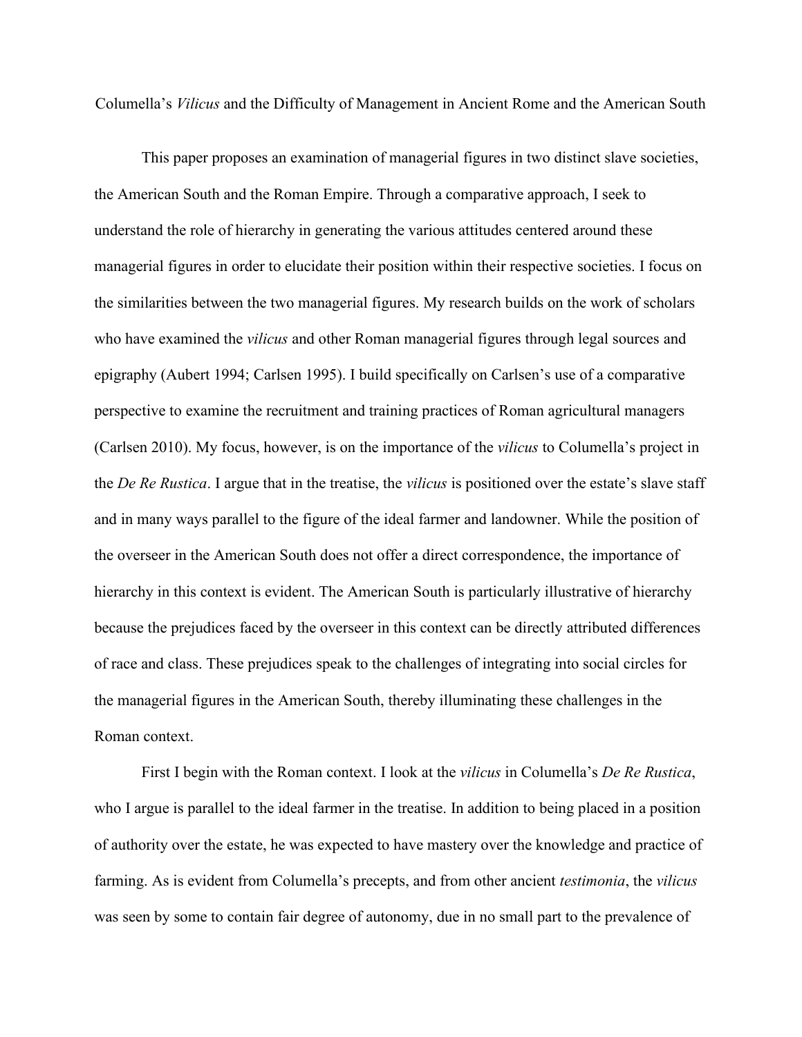Columella's *Vilicus* and the Difficulty of Management in Ancient Rome and the American South

This paper proposes an examination of managerial figures in two distinct slave societies, the American South and the Roman Empire. Through a comparative approach, I seek to understand the role of hierarchy in generating the various attitudes centered around these managerial figures in order to elucidate their position within their respective societies. I focus on the similarities between the two managerial figures. My research builds on the work of scholars who have examined the *vilicus* and other Roman managerial figures through legal sources and epigraphy (Aubert 1994; Carlsen 1995). I build specifically on Carlsen's use of a comparative perspective to examine the recruitment and training practices of Roman agricultural managers (Carlsen 2010). My focus, however, is on the importance of the *vilicus* to Columella's project in the *De Re Rustica*. I argue that in the treatise, the *vilicus* is positioned over the estate's slave staff and in many ways parallel to the figure of the ideal farmer and landowner. While the position of the overseer in the American South does not offer a direct correspondence, the importance of hierarchy in this context is evident. The American South is particularly illustrative of hierarchy because the prejudices faced by the overseer in this context can be directly attributed differences of race and class. These prejudices speak to the challenges of integrating into social circles for the managerial figures in the American South, thereby illuminating these challenges in the Roman context.

First I begin with the Roman context. I look at the *vilicus* in Columella's *De Re Rustica*, who I argue is parallel to the ideal farmer in the treatise. In addition to being placed in a position of authority over the estate, he was expected to have mastery over the knowledge and practice of farming. As is evident from Columella's precepts, and from other ancient *testimonia*, the *vilicus* was seen by some to contain fair degree of autonomy, due in no small part to the prevalence of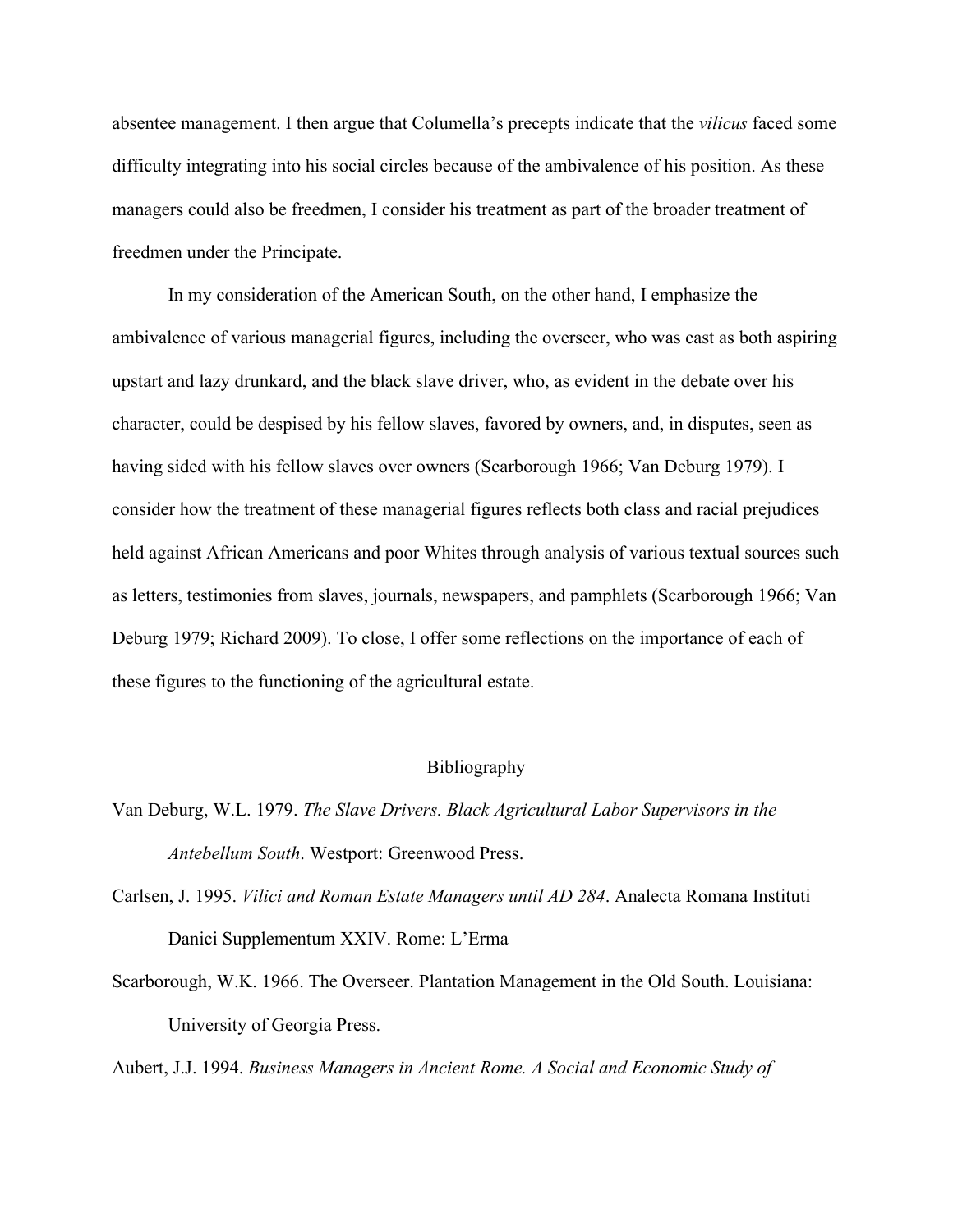absentee management. I then argue that Columella's precepts indicate that the *vilicus* faced some difficulty integrating into his social circles because of the ambivalence of his position. As these managers could also be freedmen, I consider his treatment as part of the broader treatment of freedmen under the Principate.

In my consideration of the American South, on the other hand, I emphasize the ambivalence of various managerial figures, including the overseer, who was cast as both aspiring upstart and lazy drunkard, and the black slave driver, who, as evident in the debate over his character, could be despised by his fellow slaves, favored by owners, and, in disputes, seen as having sided with his fellow slaves over owners (Scarborough 1966; Van Deburg 1979). I consider how the treatment of these managerial figures reflects both class and racial prejudices held against African Americans and poor Whites through analysis of various textual sources such as letters, testimonies from slaves, journals, newspapers, and pamphlets (Scarborough 1966; Van Deburg 1979; Richard 2009). To close, I offer some reflections on the importance of each of these figures to the functioning of the agricultural estate.

## Bibliography

Van Deburg, W.L. 1979. *The Slave Drivers. Black Agricultural Labor Supervisors in the Antebellum South*. Westport: Greenwood Press.

Carlsen, J. 1995. *Vilici and Roman Estate Managers until AD 284*. Analecta Romana Instituti Danici Supplementum XXIV. Rome: L'Erma

Scarborough, W.K. 1966. The Overseer. Plantation Management in the Old South. Louisiana: University of Georgia Press.

Aubert, J.J. 1994. *Business Managers in Ancient Rome. A Social and Economic Study of*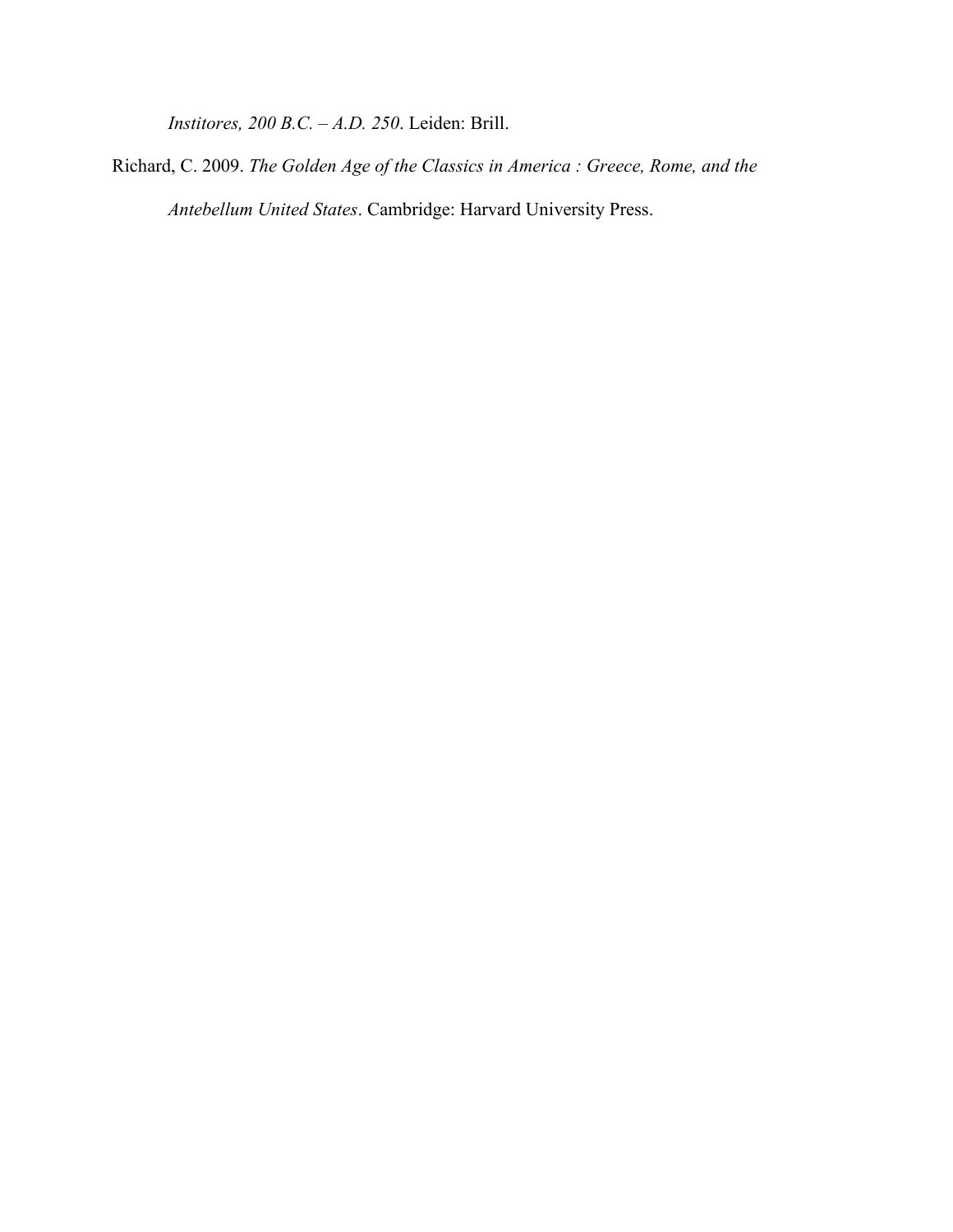*Institores, 200 B.C. – A.D. 250*. Leiden: Brill.

Richard, C. 2009. *The Golden Age of the Classics in America : Greece, Rome, and the Antebellum United States*. Cambridge: Harvard University Press.